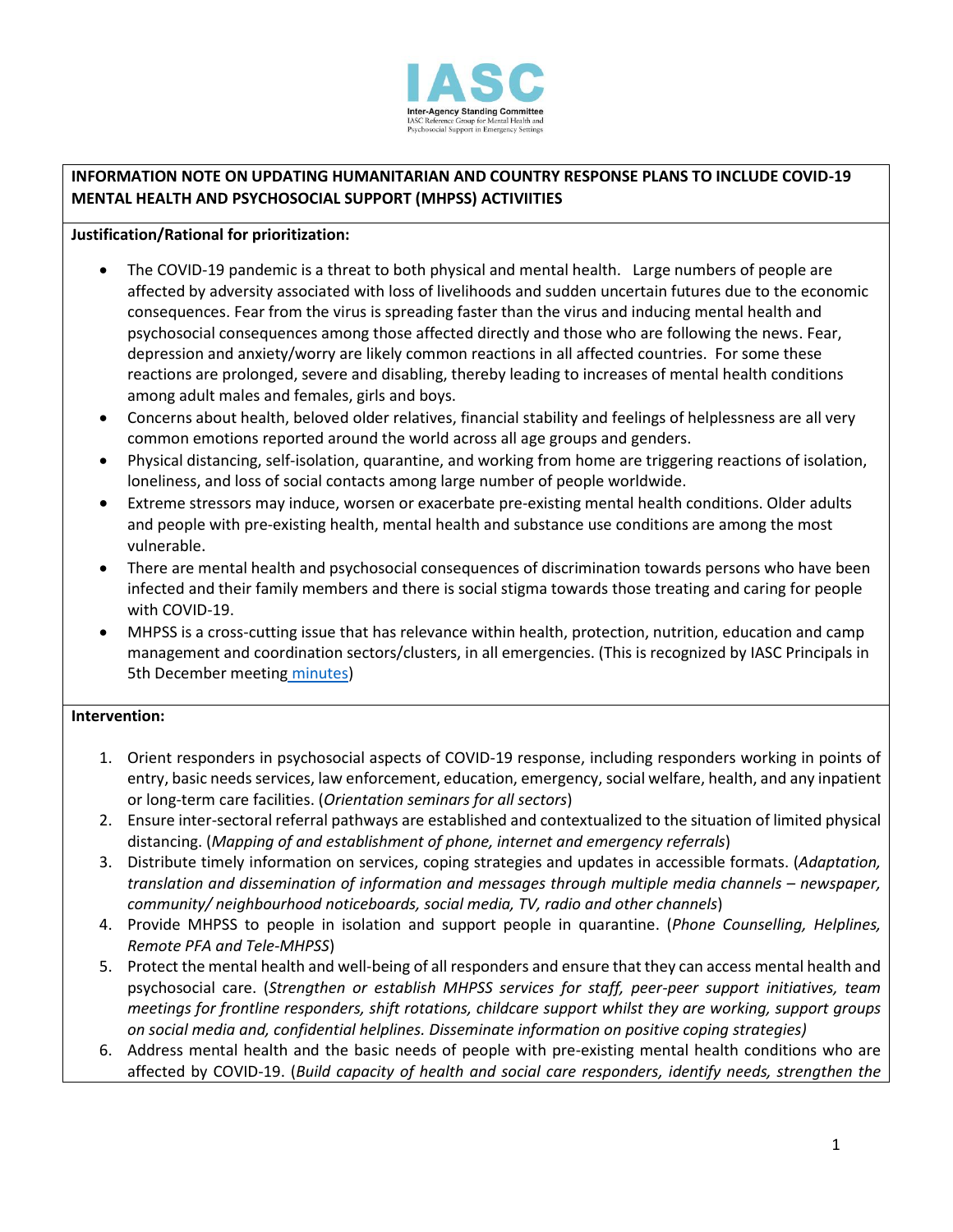IASC

Inter-Agency Standing Committee
IASC Reference Group for Mental Health and Psychosocial Support in Emergency Settings

**INFORMATION NOTE ON UPDATING HUMANITARIAN AND COUNTRY RESPONSE PLANS TO INCLUDE COVID-19 MENTAL HEALTH AND PSYCHOSOCIAL SUPPORT (MHPSS) ACTIVIITIES**

**Justification/Rational for prioritization:**

- The COVID-19 pandemic is a threat to both physical and mental health. Large numbers of people are affected by adversity associated with loss of livelihoods and sudden uncertain futures due to the economic consequences. Fear from the virus is spreading faster than the virus and inducing mental health and psychosocial consequences among those affected directly and those who are following the news. Fear, depression and anxiety/worry are likely common reactions in all affected countries. For some these reactions are prolonged, severe and disabling, thereby leading to increases of mental health conditions among adult males and females, girls and boys.
- Concerns about health, beloved older relatives, financial stability and feelings of helplessness are all very common emotions reported around the world across all age groups and genders.
- Physical distancing, self-isolation, quarantine, and working from home are triggering reactions of isolation, loneliness, and loss of social contacts among large number of people worldwide.
- Extreme stressors may induce, worsen or exacerbate pre-existing mental health conditions. Older adults and people with pre-existing health, mental health and substance use conditions are among the most vulnerable.
- There are mental health and psychosocial consequences of discrimination towards persons who have been infected and their family members and there is social stigma towards those treating and caring for people with COVID-19.
- MHPSS is a cross-cutting issue that has relevance within health, protection, nutrition, education and camp management and coordination sectors/clusters, in all emergencies. (This is recognized by IASC Principals in 5th December meeting minutes)

**Intervention:**

1. Orient responders in psychosocial aspects of COVID-19 response, including responders working in points of entry, basic needs services, law enforcement, education, emergency, social welfare, health, and any inpatient or long-term care facilities. (*Orientation seminars for all sectors*)
2. Ensure inter-sectoral referral pathways are established and contextualized to the situation of limited physical distancing. (*Mapping of and establishment of phone, internet and emergency referrals*)
3. Distribute timely information on services, coping strategies and updates in accessible formats. (*Adaptation, translation and dissemination of information and messages through multiple media channels – newspaper, community/ neighbourhood noticeboards, social media, TV, radio and other channels*)
4. Provide MHPSS to people in isolation and support people in quarantine. (*Phone Counselling, Helplines, Remote PFA and Tele-MHPSS*)
5. Protect the mental health and well-being of all responders and ensure that they can access mental health and psychosocial care. (*Strengthen or establish MHPSS services for staff, peer-peer support initiatives, team meetings for frontline responders, shift rotations, childcare support whilst they are working, support groups on social media and, confidential helplines. Disseminate information on positive coping strategies)*
6. Address mental health and the basic needs of people with pre-existing mental health conditions who are affected by COVID-19. (*Build capacity of health and social care responders, identify needs, strengthen the*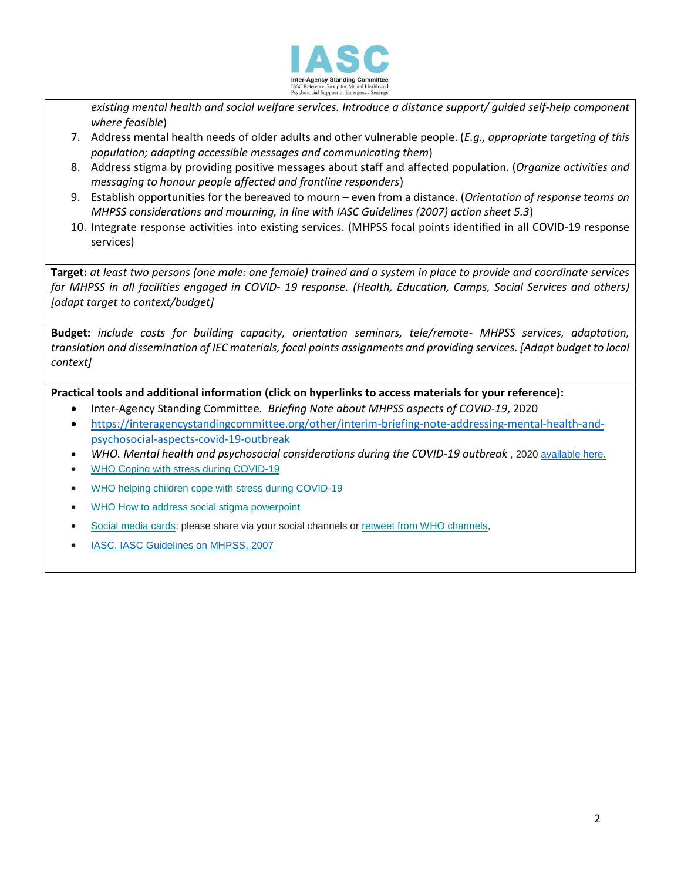existing mental health and social welfare services. Introduce a distance support/ guided self-help component where feasible*)

7. Address mental health needs of older adults and other vulnerable people. (*E.g., appropriate targeting of this population; adapting accessible messages and communicating them*)
8. Address stigma by providing positive messages about staff and affected population. (*Organize activities and messaging to honour people affected and frontline responders*)
9. Establish opportunities for the bereaved to mourn – even from a distance. (*Orientation of response teams on MHPSS considerations and mourning, in line with IASC Guidelines (2007) action sheet 5.3*)
10. Integrate response activities into existing services. (MHPSS focal points identified in all COVID-19 response services)

**Target:** *at least two persons (one male: one female) trained and a system in place to provide and coordinate services for MHPSS in all facilities engaged in COVID- 19 response. (Health, Education, Camps, Social Services and others) [adapt target to context/budget]*

**Budget:** *include costs for building capacity, orientation seminars, tele/remote- MHPSS services, adaptation, translation and dissemination of IEC materials, focal points assignments and providing services. [Adapt budget to local context]*

**Practical tools and additional information (click on hyperlinks to access materials for your reference):**

- Inter-Agency Standing Committee. *Briefing Note about MHPSS aspects of COVID-19*, 2020
- https://interagencystandingcommittee.org/other/interim-briefing-note-addressing-mental-health-and-psychosocial-aspects-covid-19-outbreak
- *WHO. Mental health and psychosocial considerations during the COVID-19 outbreak* , 2020 available here.
- WHO Coping with stress during COVID-19
- WHO helping children cope with stress during COVID-19
- WHO How to address social stigma powerpoint
- Social media cards: please share via your social channels or retweet from WHO channels,
- IASC. IASC Guidelines on MHPSS, 2007